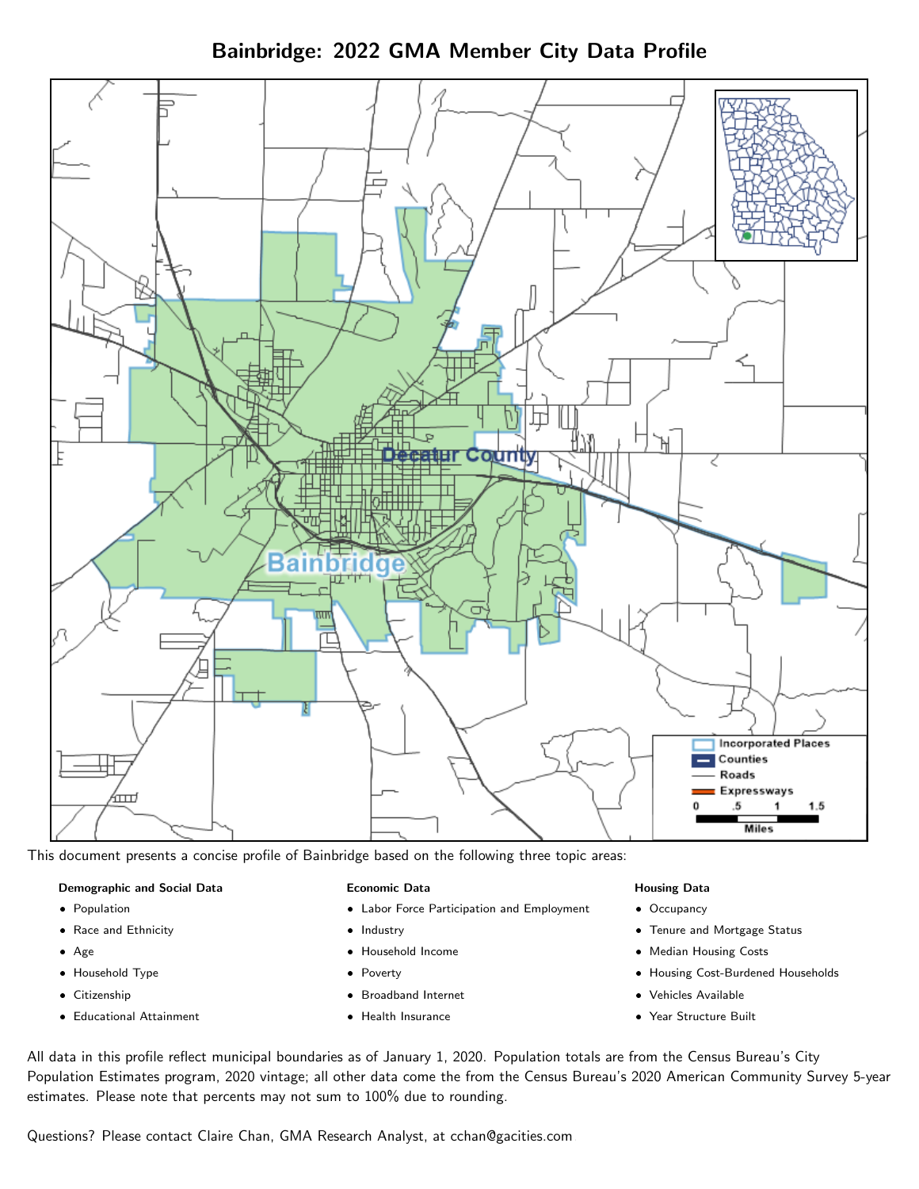# Bainbridge: 2022 GMA Member City Data Profile

This document presents a concise profile of Bainbridge based on the following three topic areas:

**Demographic and Social Data**

- Population
- Race and Ethnicity
- Age
- Household Type
- Citizenship
- Educational Attainment

**Economic Data**

- Labor Force Participation and Employment
- Industry
- Household Income
- Poverty
- Broadband Internet
- Health Insurance

**Housing Data**

- Occupancy
- Tenure and Mortgage Status
- Median Housing Costs
- Housing Cost-Burdened Households
- Vehicles Available
- Year Structure Built

All data in this profile reflect municipal boundaries as of January 1, 2020. Population totals are from the Census Bureau's City Population Estimates program, 2020 vintage; all other data come the from the Census Bureau's 2020 American Community Survey 5-year estimates. Please note that percents may not sum to 100% due to rounding.

Questions? Please contact Claire Chan, GMA Research Analyst, at cchan@gacities.com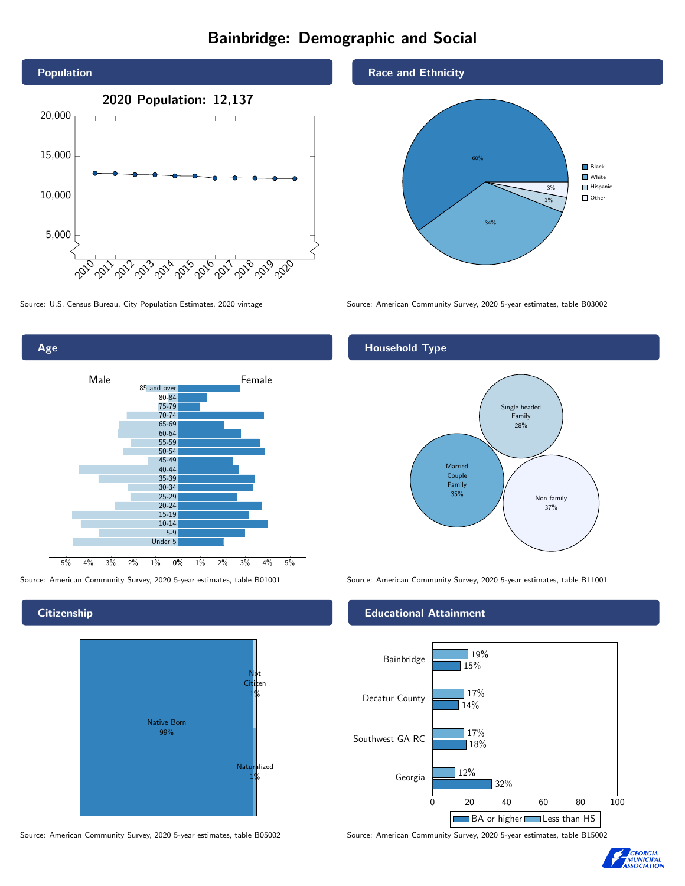# Bainbridge: Demographic and Social

## Population

2020 Population: 12,137

Source: U.S. Census Bureau, City Population Estimates, 2020 vintage

## Race and Ethnicity

| Race/Ethnicity | Percent |
| --- | --- |
| Black | 60% |
| White | 34% |
| Hispanic | 3% |
| Other | 3% |

Source: American Community Survey, 2020 5-year estimates, table B03002

## Age

Male / Female

Age groups: 85 and over, 80-84, 75-79, 70-74, 65-69, 60-64, 55-59, 50-54, 45-49, 40-44, 35-39, 30-34, 25-29, 20-24, 15-19, 10-14, 5-9, Under 5

Source: American Community Survey, 2020 5-year estimates, table B01001

## Household Type

| Household Type | Percent |
| --- | --- |
| Married Couple Family | 35% |
| Single-headed Family | 28% |
| Non-family | 37% |

Source: American Community Survey, 2020 5-year estimates, table B11001

## Citizenship

| Citizenship | Percent |
| --- | --- |
| Native Born | 99% |
| Not Citizen | 1% |
| Naturalized | 1% |

Source: American Community Survey, 2020 5-year estimates, table B05002

## Educational Attainment

| Area | Less than HS | BA or higher |
| --- | --- | --- |
| Bainbridge | 19% | 15% |
| Decatur County | 17% | 14% |
| Southwest GA RC | 17% | 18% |
| Georgia | 12% | 32% |

Source: American Community Survey, 2020 5-year estimates, table B15002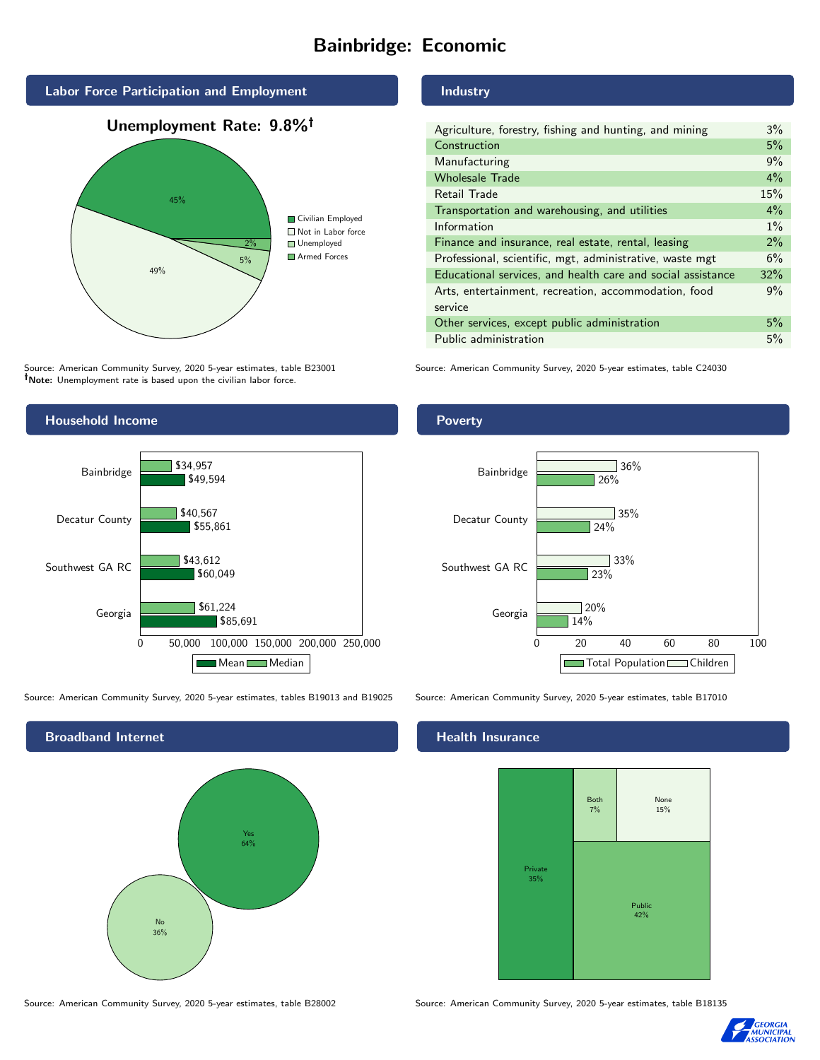# Bainbridge: Economic

## Labor Force Participation and Employment

**Unemployment Rate: 9.8%†**

| Category | Percent |
|---|---|
| Civilian Employed | 45% |
| Not in Labor force | 49% |
| Unemployed | 5% |
| Armed Forces | 2% |

Source: American Community Survey, 2020 5-year estimates, table B23001
**†Note:** Unemployment rate is based upon the civilian labor force.

## Industry

| Industry | Percent |
|---|---|
| Agriculture, forestry, fishing and hunting, and mining | 3% |
| Construction | 5% |
| Manufacturing | 9% |
| Wholesale Trade | 4% |
| Retail Trade | 15% |
| Transportation and warehousing, and utilities | 4% |
| Information | 1% |
| Finance and insurance, real estate, rental, leasing | 2% |
| Professional, scientific, mgt, administrative, waste mgt | 6% |
| Educational services, and health care and social assistance | 32% |
| Arts, entertainment, recreation, accommodation, food service | 9% |
| Other services, except public administration | 5% |
| Public administration | 5% |

Source: American Community Survey, 2020 5-year estimates, table C24030

## Household Income

| Area | Median | Mean |
|---|---|---|
| Bainbridge | $34,957 | $49,594 |
| Decatur County | $40,567 | $55,861 |
| Southwest GA RC | $43,612 | $60,049 |
| Georgia | $61,224 | $85,691 |

Source: American Community Survey, 2020 5-year estimates, tables B19013 and B19025

## Poverty

| Area | Children | Total Population |
|---|---|---|
| Bainbridge | 36% | 26% |
| Decatur County | 35% | 24% |
| Southwest GA RC | 33% | 23% |
| Georgia | 20% | 14% |

Source: American Community Survey, 2020 5-year estimates, table B17010

## Broadband Internet

| Response | Percent |
|---|---|
| Yes | 64% |
| No | 36% |

Source: American Community Survey, 2020 5-year estimates, table B28002

## Health Insurance

| Type | Percent |
|---|---|
| Private | 35% |
| Public | 42% |
| Both | 7% |
| None | 15% |

Source: American Community Survey, 2020 5-year estimates, table B18135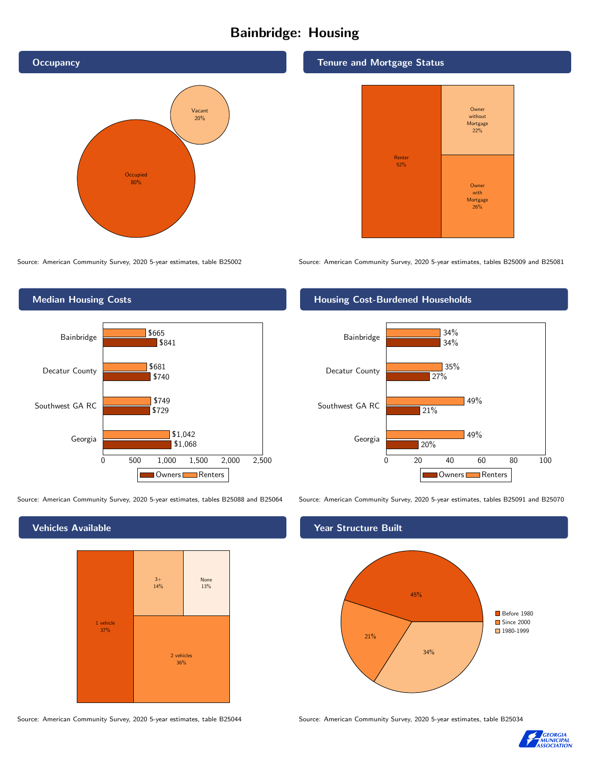# Bainbridge: Housing

## Occupancy

Vacant
20%

Occupied
80%

Source: American Community Survey, 2020 5-year estimates, table B25002

## Tenure and Mortgage Status

Renter
52%

Owner
without
Mortgage
22%

Owner
with
Mortgage
26%

Source: American Community Survey, 2020 5-year estimates, tables B25009 and B25081

## Median Housing Costs

Bainbridge
$665
$841

Decatur County
$681
$740

Southwest GA RC
$749
$729

Georgia
$1,042
$1,068

0
500
1,000
1,500
2,000
2,500

Owners
Renters

Source: American Community Survey, 2020 5-year estimates, tables B25088 and B25064

## Housing Cost-Burdened Households

Bainbridge
34%
34%

Decatur County
35%
27%

Southwest GA RC
49%
21%

Georgia
49%
20%

0
20
40
60
80
100

Owners
Renters

Source: American Community Survey, 2020 5-year estimates, tables B25091 and B25070

## Vehicles Available

1 vehicle
37%

3+
14%

None
13%

2 vehicles
36%

Source: American Community Survey, 2020 5-year estimates, table B25044

## Year Structure Built

45%

21%

34%

Before 1980
Since 2000
1980-1999

Source: American Community Survey, 2020 5-year estimates, table B25034

GEORGIA MUNICIPAL ASSOCIATION